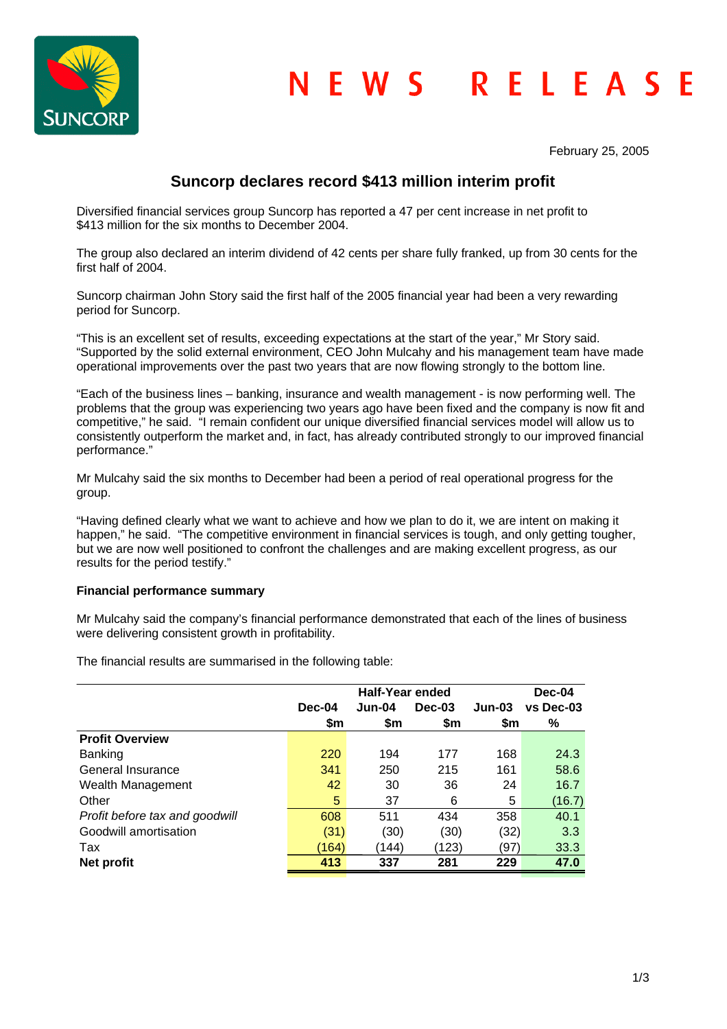# NEWS RELEASE

February 25, 2005

## Suncorp declares record $413 million interim profit

Diversified financial services group Suncorp has reported a 47 per cent increase in net profit to $413 million for the six months to December 2004.

The group also declared an interim dividend of 42 cents per share fully franked, up from 30 cents for the first half of 2004.

Suncorp chairman John Story said the first half of the 2005 financial year had been a very rewarding period for Suncorp.

"This is an excellent set of results, exceeding expectations at the start of the year," Mr Story said. "Supported by the solid external environment, CEO John Mulcahy and his management team have made operational improvements over the past two years that are now flowing strongly to the bottom line.

"Each of the business lines – banking, insurance and wealth management - is now performing well. The problems that the group was experiencing two years ago have been fixed and the company is now fit and competitive," he said. "I remain confident our unique diversified financial services model will allow us to consistently outperform the market and, in fact, has already contributed strongly to our improved financial performance."

Mr Mulcahy said the six months to December had been a period of real operational progress for the group.

"Having defined clearly what we want to achieve and how we plan to do it, we are intent on making it happen," he said. "The competitive environment in financial services is tough, and only getting tougher, but we are now well positioned to confront the challenges and are making excellent progress, as our results for the period testify."

**Financial performance summary**

Mr Mulcahy said the company's financial performance demonstrated that each of the lines of business were delivering consistent growth in profitability.

The financial results are summarised in the following table:

| | Half-Year ended | | | | Dec-04 |
|---|---|---|---|---|---|
| | Dec-04 | Jun-04 | Dec-03 | Jun-03 | vs Dec-03 |
| | $m | $m | $m | $m | % |
| **Profit Overview** | | | | | |
| Banking | 220 | 194 | 177 | 168 | 24.3 |
| General Insurance | 341 | 250 | 215 | 161 | 58.6 |
| Wealth Management | 42 | 30 | 36 | 24 | 16.7 |
| Other | 5 | 37 | 6 | 5 | (16.7) |
| *Profit before tax and goodwill* | 608 | 511 | 434 | 358 | 40.1 |
| Goodwill amortisation | (31) | (30) | (30) | (32) | 3.3 |
| Tax | (164) | (144) | (123) | (97) | 33.3 |
| **Net profit** | **413** | **337** | **281** | **229** | **47.0** |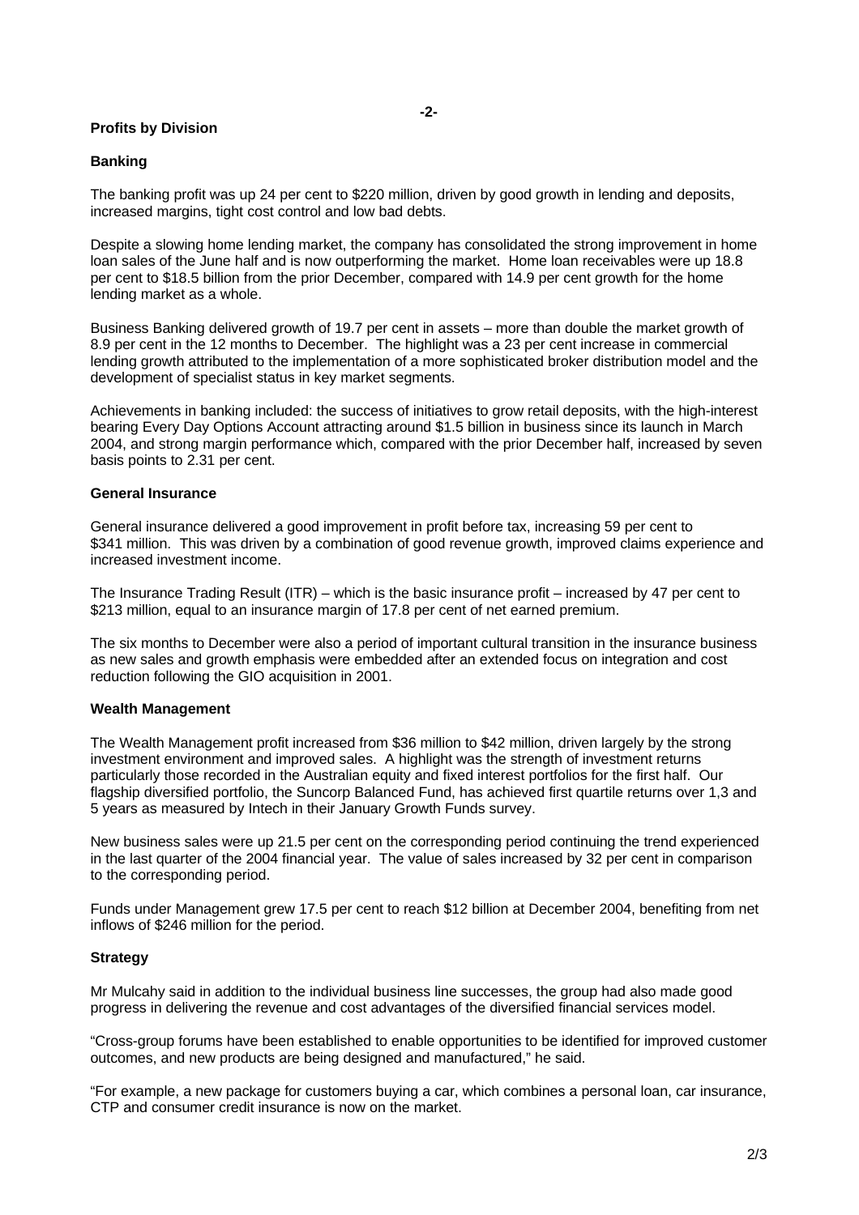## Profits by Division

### Banking

The banking profit was up 24 per cent to $220 million, driven by good growth in lending and deposits, increased margins, tight cost control and low bad debts.

Despite a slowing home lending market, the company has consolidated the strong improvement in home loan sales of the June half and is now outperforming the market. Home loan receivables were up 18.8 per cent to $18.5 billion from the prior December, compared with 14.9 per cent growth for the home lending market as a whole.

Business Banking delivered growth of 19.7 per cent in assets – more than double the market growth of 8.9 per cent in the 12 months to December. The highlight was a 23 per cent increase in commercial lending growth attributed to the implementation of a more sophisticated broker distribution model and the development of specialist status in key market segments.

Achievements in banking included: the success of initiatives to grow retail deposits, with the high-interest bearing Every Day Options Account attracting around $1.5 billion in business since its launch in March 2004, and strong margin performance which, compared with the prior December half, increased by seven basis points to 2.31 per cent.

### General Insurance

General insurance delivered a good improvement in profit before tax, increasing 59 per cent to $341 million. This was driven by a combination of good revenue growth, improved claims experience and increased investment income.

The Insurance Trading Result (ITR) – which is the basic insurance profit – increased by 47 per cent to $213 million, equal to an insurance margin of 17.8 per cent of net earned premium.

The six months to December were also a period of important cultural transition in the insurance business as new sales and growth emphasis were embedded after an extended focus on integration and cost reduction following the GIO acquisition in 2001.

### Wealth Management

The Wealth Management profit increased from $36 million to $42 million, driven largely by the strong investment environment and improved sales. A highlight was the strength of investment returns particularly those recorded in the Australian equity and fixed interest portfolios for the first half. Our flagship diversified portfolio, the Suncorp Balanced Fund, has achieved first quartile returns over 1,3 and 5 years as measured by Intech in their January Growth Funds survey.

New business sales were up 21.5 per cent on the corresponding period continuing the trend experienced in the last quarter of the 2004 financial year. The value of sales increased by 32 per cent in comparison to the corresponding period.

Funds under Management grew 17.5 per cent to reach $12 billion at December 2004, benefiting from net inflows of $246 million for the period.

### Strategy

Mr Mulcahy said in addition to the individual business line successes, the group had also made good progress in delivering the revenue and cost advantages of the diversified financial services model.

"Cross-group forums have been established to enable opportunities to be identified for improved customer outcomes, and new products are being designed and manufactured," he said.

"For example, a new package for customers buying a car, which combines a personal loan, car insurance, CTP and consumer credit insurance is now on the market.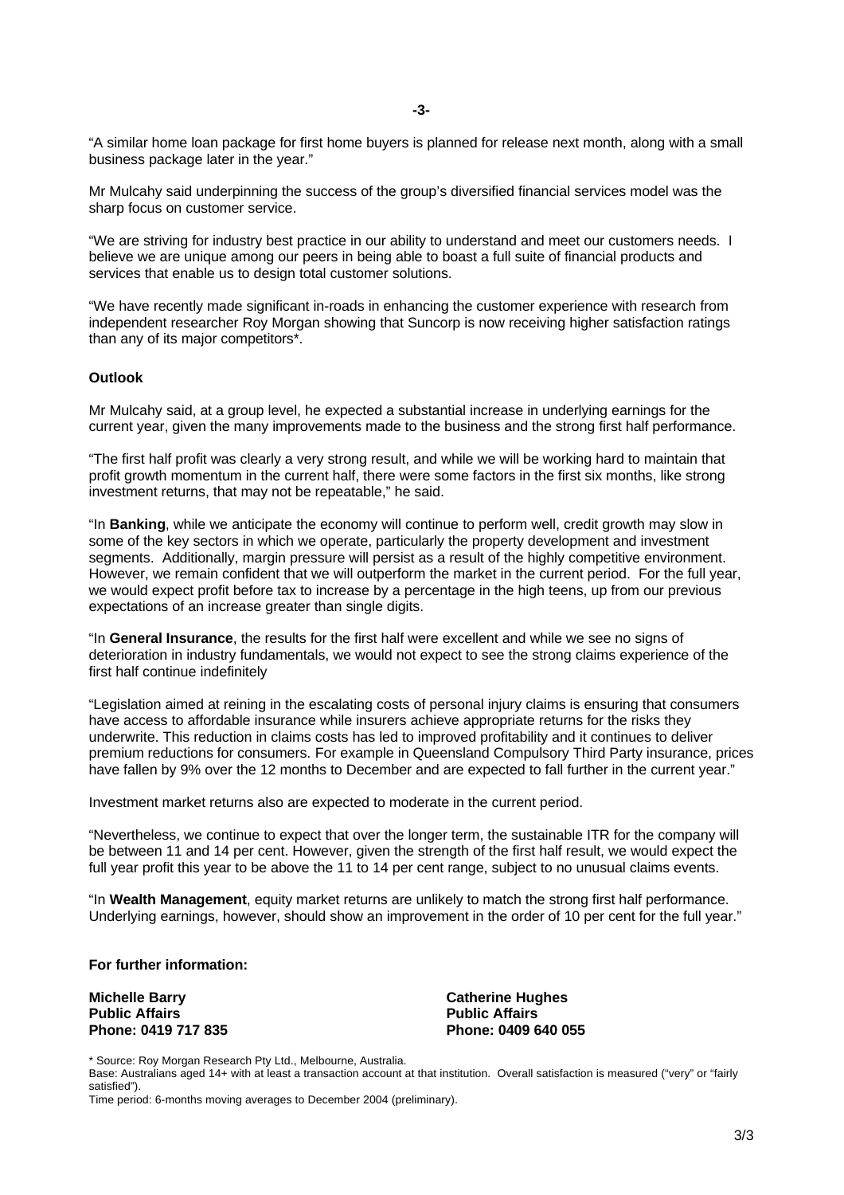"A similar home loan package for first home buyers is planned for release next month, along with a small business package later in the year."

Mr Mulcahy said underpinning the success of the group's diversified financial services model was the sharp focus on customer service.

"We are striving for industry best practice in our ability to understand and meet our customers needs. I believe we are unique among our peers in being able to boast a full suite of financial products and services that enable us to design total customer solutions.

"We have recently made significant in-roads in enhancing the customer experience with research from independent researcher Roy Morgan showing that Suncorp is now receiving higher satisfaction ratings than any of its major competitors*.

**Outlook**

Mr Mulcahy said, at a group level, he expected a substantial increase in underlying earnings for the current year, given the many improvements made to the business and the strong first half performance.

"The first half profit was clearly a very strong result, and while we will be working hard to maintain that profit growth momentum in the current half, there were some factors in the first six months, like strong investment returns, that may not be repeatable," he said.

"In **Banking**, while we anticipate the economy will continue to perform well, credit growth may slow in some of the key sectors in which we operate, particularly the property development and investment segments. Additionally, margin pressure will persist as a result of the highly competitive environment. However, we remain confident that we will outperform the market in the current period. For the full year, we would expect profit before tax to increase by a percentage in the high teens, up from our previous expectations of an increase greater than single digits.

"In **General Insurance**, the results for the first half were excellent and while we see no signs of deterioration in industry fundamentals, we would not expect to see the strong claims experience of the first half continue indefinitely

"Legislation aimed at reining in the escalating costs of personal injury claims is ensuring that consumers have access to affordable insurance while insurers achieve appropriate returns for the risks they underwrite. This reduction in claims costs has led to improved profitability and it continues to deliver premium reductions for consumers. For example in Queensland Compulsory Third Party insurance, prices have fallen by 9% over the 12 months to December and are expected to fall further in the current year."

Investment market returns also are expected to moderate in the current period.

"Nevertheless, we continue to expect that over the longer term, the sustainable ITR for the company will be between 11 and 14 per cent. However, given the strength of the first half result, we would expect the full year profit this year to be above the 11 to 14 per cent range, subject to no unusual claims events.

"In **Wealth Management**, equity market returns are unlikely to match the strong first half performance. Underlying earnings, however, should show an improvement in the order of 10 per cent for the full year."

**For further information:**

**Michelle Barry**
**Public Affairs**
**Phone: 0419 717 835**

**Catherine Hughes**
**Public Affairs**
**Phone: 0409 640 055**

* Source: Roy Morgan Research Pty Ltd., Melbourne, Australia.
Base: Australians aged 14+ with at least a transaction account at that institution. Overall satisfaction is measured ("very" or "fairly satisfied").
Time period: 6-months moving averages to December 2004 (preliminary).